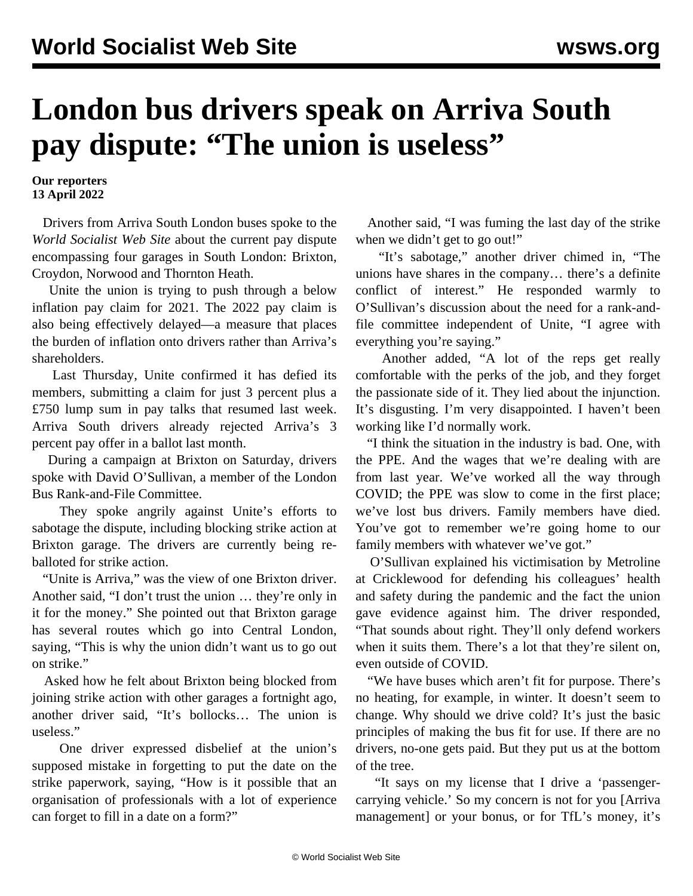# London bus drivers speak on Arriva South pay dispute: "The union is useless"

**Our reporters**
**13 April 2022**

Drivers from Arriva South London buses spoke to the *World Socialist Web Site* about the current pay dispute encompassing four garages in South London: Brixton, Croydon, Norwood and Thornton Heath.

Unite the union is trying to push through a below inflation pay claim for 2021. The 2022 pay claim is also being effectively delayed—a measure that places the burden of inflation onto drivers rather than Arriva's shareholders.

Last Thursday, Unite confirmed it has defied its members, submitting a claim for just 3 percent plus a £750 lump sum in pay talks that resumed last week. Arriva South drivers already rejected Arriva's 3 percent pay offer in a ballot last month.

During a campaign at Brixton on Saturday, drivers spoke with David O'Sullivan, a member of the London Bus Rank-and-File Committee.

They spoke angrily against Unite's efforts to sabotage the dispute, including blocking strike action at Brixton garage. The drivers are currently being re-balloted for strike action.

"Unite is Arriva," was the view of one Brixton driver. Another said, "I don't trust the union … they're only in it for the money." She pointed out that Brixton garage has several routes which go into Central London, saying, "This is why the union didn't want us to go out on strike."

Asked how he felt about Brixton being blocked from joining strike action with other garages a fortnight ago, another driver said, "It's bollocks… The union is useless."

One driver expressed disbelief at the union's supposed mistake in forgetting to put the date on the strike paperwork, saying, "How is it possible that an organisation of professionals with a lot of experience can forget to fill in a date on a form?"

Another said, "I was fuming the last day of the strike when we didn't get to go out!"

"It's sabotage," another driver chimed in, "The unions have shares in the company… there's a definite conflict of interest." He responded warmly to O'Sullivan's discussion about the need for a rank-and-file committee independent of Unite, "I agree with everything you're saying."

Another added, "A lot of the reps get really comfortable with the perks of the job, and they forget the passionate side of it. They lied about the injunction. It's disgusting. I'm very disappointed. I haven't been working like I'd normally work.

"I think the situation in the industry is bad. One, with the PPE. And the wages that we're dealing with are from last year. We've worked all the way through COVID; the PPE was slow to come in the first place; we've lost bus drivers. Family members have died. You've got to remember we're going home to our family members with whatever we've got."

O'Sullivan explained his victimisation by Metroline at Cricklewood for defending his colleagues' health and safety during the pandemic and the fact the union gave evidence against him. The driver responded, "That sounds about right. They'll only defend workers when it suits them. There's a lot that they're silent on, even outside of COVID.

"We have buses which aren't fit for purpose. There's no heating, for example, in winter. It doesn't seem to change. Why should we drive cold? It's just the basic principles of making the bus fit for use. If there are no drivers, no-one gets paid. But they put us at the bottom of the tree.

"It says on my license that I drive a 'passenger-carrying vehicle.' So my concern is not for you [Arriva management] or your bonus, or for TfL's money, it's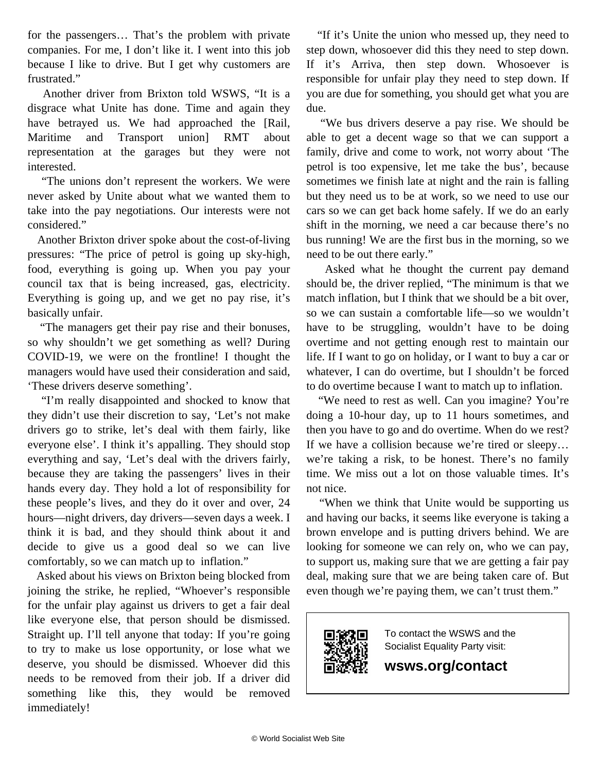for the passengers… That's the problem with private companies. For me, I don't like it. I went into this job because I like to drive. But I get why customers are frustrated."

Another driver from Brixton told WSWS, "It is a disgrace what Unite has done. Time and again they have betrayed us. We had approached the [Rail, Maritime and Transport union] RMT about representation at the garages but they were not interested.

"The unions don't represent the workers. We were never asked by Unite about what we wanted them to take into the pay negotiations. Our interests were not considered."

Another Brixton driver spoke about the cost-of-living pressures: "The price of petrol is going up sky-high, food, everything is going up. When you pay your council tax that is being increased, gas, electricity. Everything is going up, and we get no pay rise, it's basically unfair.

"The managers get their pay rise and their bonuses, so why shouldn't we get something as well? During COVID-19, we were on the frontline! I thought the managers would have used their consideration and said, 'These drivers deserve something'.

"I'm really disappointed and shocked to know that they didn't use their discretion to say, 'Let's not make drivers go to strike, let's deal with them fairly, like everyone else'. I think it's appalling. They should stop everything and say, 'Let's deal with the drivers fairly, because they are taking the passengers' lives in their hands every day. They hold a lot of responsibility for these people's lives, and they do it over and over, 24 hours—night drivers, day drivers—seven days a week. I think it is bad, and they should think about it and decide to give us a good deal so we can live comfortably, so we can match up to inflation."

Asked about his views on Brixton being blocked from joining the strike, he replied, "Whoever's responsible for the unfair play against us drivers to get a fair deal like everyone else, that person should be dismissed. Straight up. I'll tell anyone that today: If you're going to try to make us lose opportunity, or lose what we deserve, you should be dismissed. Whoever did this needs to be removed from their job. If a driver did something like this, they would be removed immediately!

"If it's Unite the union who messed up, they need to step down, whosoever did this they need to step down. If it's Arriva, then step down. Whosoever is responsible for unfair play they need to step down. If you are due for something, you should get what you are due.

"We bus drivers deserve a pay rise. We should be able to get a decent wage so that we can support a family, drive and come to work, not worry about 'The petrol is too expensive, let me take the bus', because sometimes we finish late at night and the rain is falling but they need us to be at work, so we need to use our cars so we can get back home safely. If we do an early shift in the morning, we need a car because there's no bus running! We are the first bus in the morning, so we need to be out there early."

Asked what he thought the current pay demand should be, the driver replied, "The minimum is that we match inflation, but I think that we should be a bit over, so we can sustain a comfortable life—so we wouldn't have to be struggling, wouldn't have to be doing overtime and not getting enough rest to maintain our life. If I want to go on holiday, or I want to buy a car or whatever, I can do overtime, but I shouldn't be forced to do overtime because I want to match up to inflation.

"We need to rest as well. Can you imagine? You're doing a 10-hour day, up to 11 hours sometimes, and then you have to go and do overtime. When do we rest? If we have a collision because we're tired or sleepy… we're taking a risk, to be honest. There's no family time. We miss out a lot on those valuable times. It's not nice.

"When we think that Unite would be supporting us and having our backs, it seems like everyone is taking a brown envelope and is putting drivers behind. We are looking for someone we can rely on, who we can pay, to support us, making sure that we are getting a fair pay deal, making sure that we are being taken care of. But even though we're paying them, we can't trust them."

To contact the WSWS and the Socialist Equality Party visit:

**wsws.org/contact**